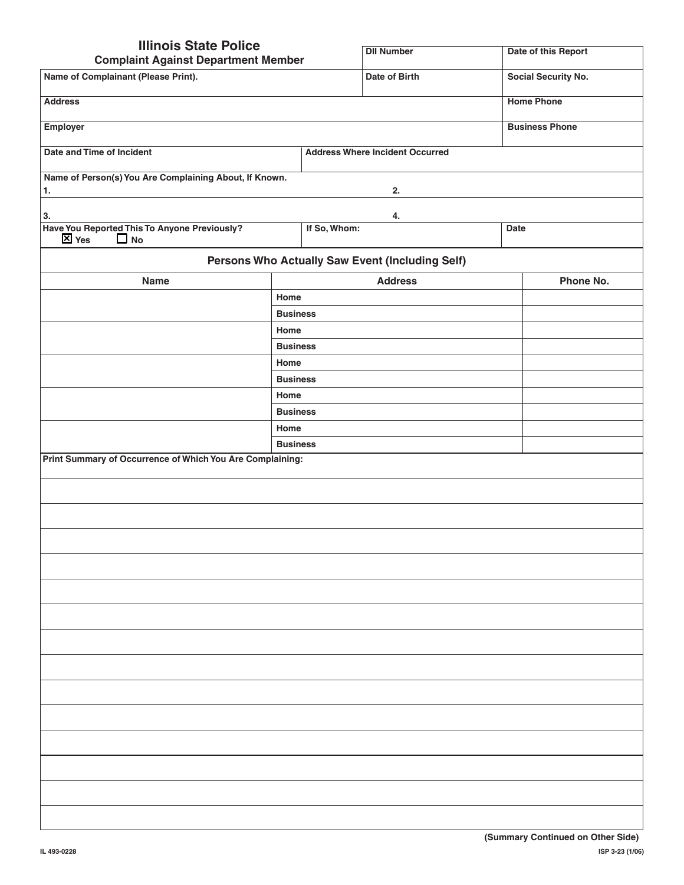# Illinois State Police

## Complaint Against Department Member

| DII Number | Date of this Report |
|---|---|
| | |

| Name of Complainant (Please Print). | Date of Birth | Social Security No. |
|---|---|---|
| | | |

| Address | Home Phone |
|---|---|
| | |
| **Employer** | **Business Phone** |
| | |

| Date and Time of Incident | Address Where Incident Occurred |
|---|---|
| | |

**Name of Person(s) You Are Complaining About, If Known.**

1. 

2. 

3. 

4. 

| Have You Reported This To Anyone Previously? | If So, Whom: | Date |
|---|---|---|
| ☒ Yes ☐ No | | |

### Persons Who Actually Saw Event (Including Self)

| Name | Address | Phone No. |
|---|---|---|
| | Home | |
| | Business | |
| | Home | |
| | Business | |
| | Home | |
| | Business | |
| | Home | |
| | Business | |
| | Home | |
| | Business | |

**Print Summary of Occurrence of Which You Are Complaining:**

**(Summary Continued on Other Side)**

IL 493-0228

ISP 3-23 (1/06)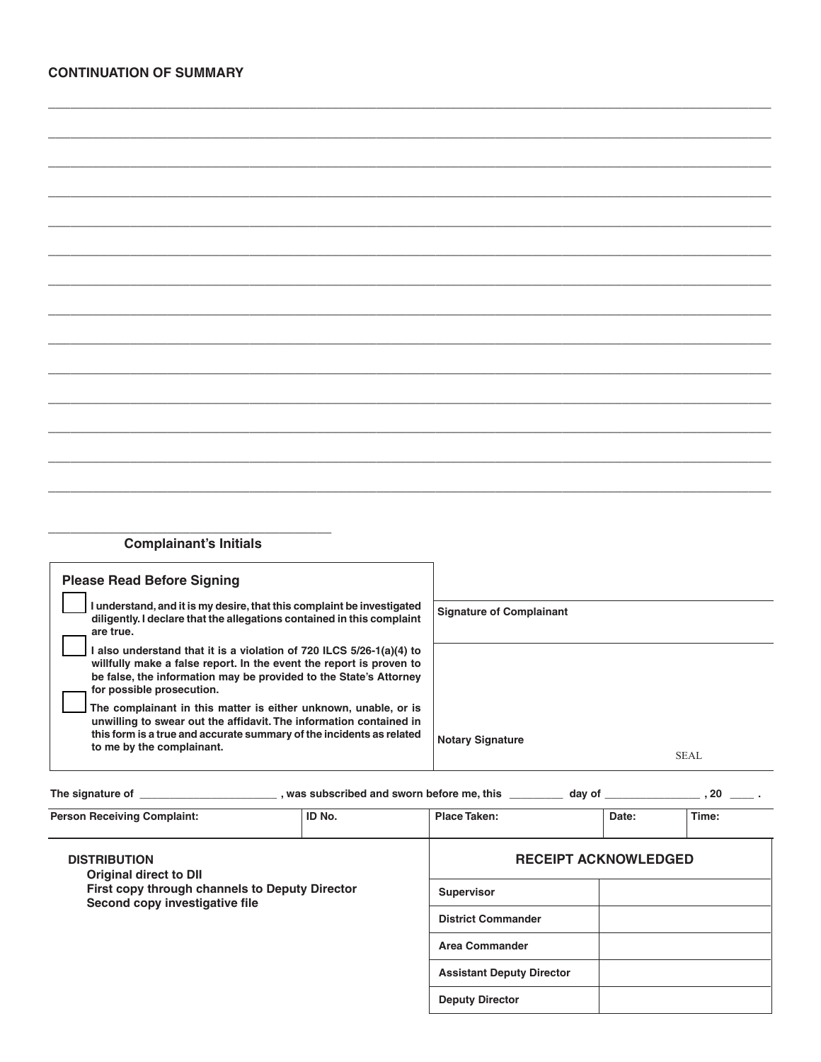## CONTINUATION OF SUMMARY

______________________________________________________________________________________________

______________________________________________________________________________________________

______________________________________________________________________________________________

______________________________________________________________________________________________

______________________________________________________________________________________________

______________________________________________________________________________________________

______________________________________________________________________________________________

______________________________________________________________________________________________

______________________________________________________________________________________________

______________________________________________________________________________________________

______________________________________________________________________________________________

______________________________________________________________________________________________

______________________________________________________________________________________________

______________________________________________________________________________________________

________________________________________

**Complainant's Initials**

| | |
|---|---|
| **Please Read Before Signing** | |
| ☐ I understand, and it is my desire, that this complaint be investigated diligently. I declare that the allegations contained in this complaint are true. | **Signature of Complainant** |
| ☐ I also understand that it is a violation of 720 ILCS 5/26-1(a)(4) to willfully make a false report. In the event the report is proven to be false, the information may be provided to the State's Attorney for possible prosecution. | |
| ☐ The complainant in this matter is either unknown, unable, or is unwilling to swear out the affidavit. The information contained in this form is a true and accurate summary of the incidents as related to me by the complainant. | **Notary Signature** <br> SEAL |

**The signature of** ______________________ **, was subscribed and sworn before me, this** _________ **day of** ________________ **, 20** ____ **.**

| Person Receiving Complaint: | ID No. | Place Taken: | Date: | Time: |
|---|---|---|---|---|
| | | | | |

**DISTRIBUTION**
- **Original direct to DII**
- **First copy through channels to Deputy Director**
- **Second copy investigative file**

| RECEIPT ACKNOWLEDGED | |
|---|---|
| **Supervisor** | |
| **District Commander** | |
| **Area Commander** | |
| **Assistant Deputy Director** | |
| **Deputy Director** | |